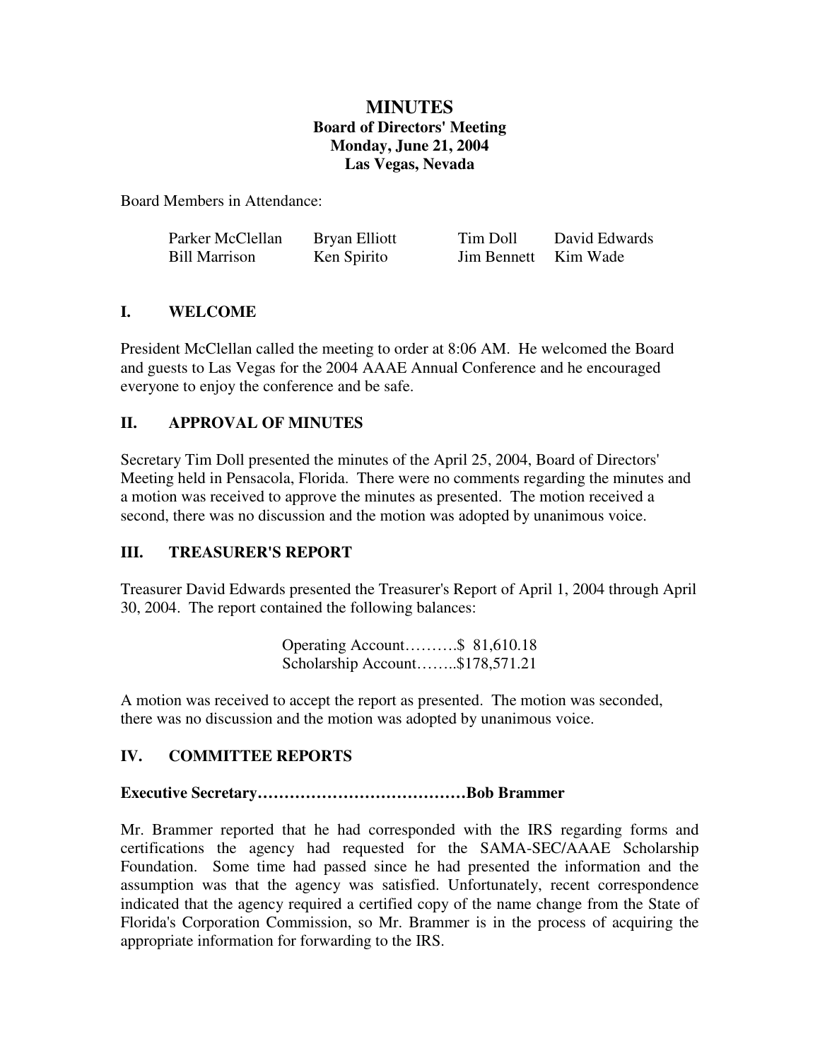# MINUTES

**Board of Directors' Meeting**
**Monday, June 21, 2004**
**Las Vegas, Nevada**

Board Members in Attendance:

| | | | |
|---|---|---|---|
| Parker McClellan | Bryan Elliott | Tim Doll | David Edwards |
| Bill Marrison | Ken Spirito | Jim Bennett | Kim Wade |

## I. WELCOME

President McClellan called the meeting to order at 8:06 AM. He welcomed the Board and guests to Las Vegas for the 2004 AAAE Annual Conference and he encouraged everyone to enjoy the conference and be safe.

## II. APPROVAL OF MINUTES

Secretary Tim Doll presented the minutes of the April 25, 2004, Board of Directors' Meeting held in Pensacola, Florida. There were no comments regarding the minutes and a motion was received to approve the minutes as presented. The motion received a second, there was no discussion and the motion was adopted by unanimous voice.

## III. TREASURER'S REPORT

Treasurer David Edwards presented the Treasurer's Report of April 1, 2004 through April 30, 2004. The report contained the following balances:

Operating Account……….$ 81,610.18
Scholarship Account……..$178,571.21

A motion was received to accept the report as presented. The motion was seconded, there was no discussion and the motion was adopted by unanimous voice.

## IV. COMMITTEE REPORTS

**Executive Secretary…………………………………Bob Brammer**

Mr. Brammer reported that he had corresponded with the IRS regarding forms and certifications the agency had requested for the SAMA-SEC/AAAE Scholarship Foundation. Some time had passed since he had presented the information and the assumption was that the agency was satisfied. Unfortunately, recent correspondence indicated that the agency required a certified copy of the name change from the State of Florida's Corporation Commission, so Mr. Brammer is in the process of acquiring the appropriate information for forwarding to the IRS.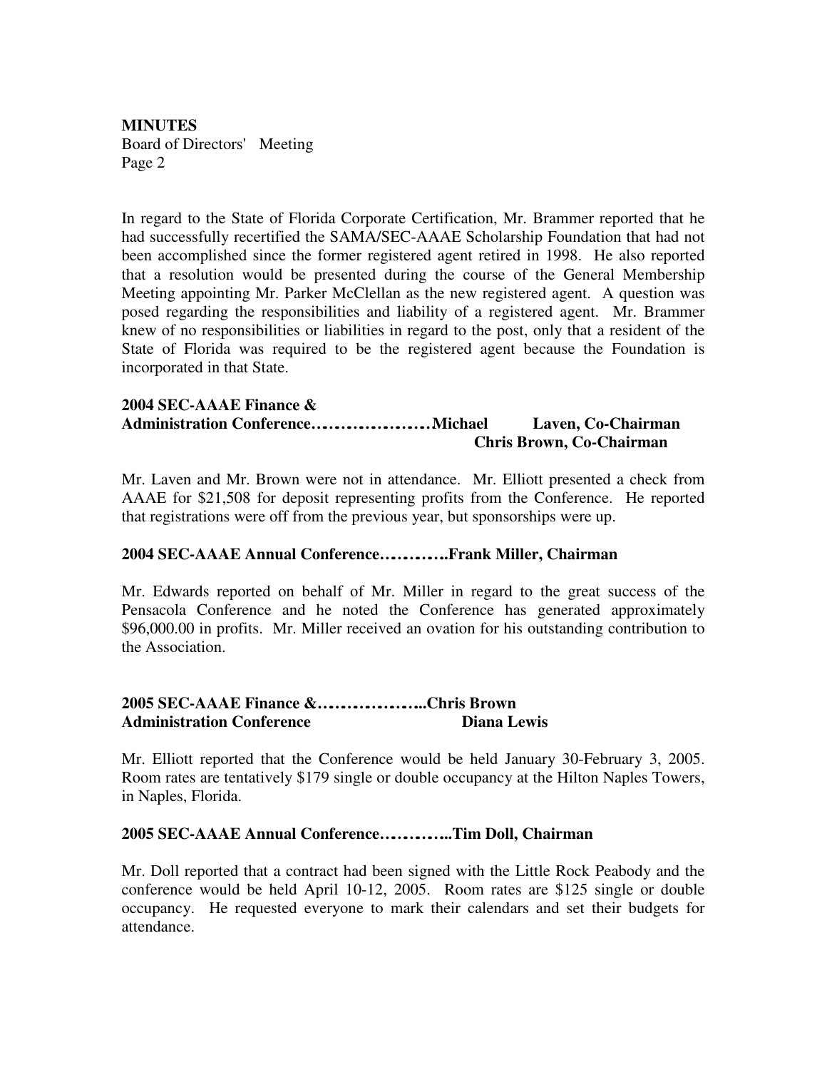**MINUTES**
Board of Directors' Meeting
Page 2

In regard to the State of Florida Corporate Certification, Mr. Brammer reported that he had successfully recertified the SAMA/SEC-AAAE Scholarship Foundation that had not been accomplished since the former registered agent retired in 1998. He also reported that a resolution would be presented during the course of the General Membership Meeting appointing Mr. Parker McClellan as the new registered agent. A question was posed regarding the responsibilities and liability of a registered agent. Mr. Brammer knew of no responsibilities or liabilities in regard to the post, only that a resident of the State of Florida was required to be the registered agent because the Foundation is incorporated in that State.

**2004 SEC-AAAE Finance & Administration Conference…………………Michael Laven, Co-Chairman**
**Chris Brown, Co-Chairman**

Mr. Laven and Mr. Brown were not in attendance. Mr. Elliott presented a check from AAAE for $21,508 for deposit representing profits from the Conference. He reported that registrations were off from the previous year, but sponsorships were up.

**2004 SEC-AAAE Annual Conference………..Frank Miller, Chairman**

Mr. Edwards reported on behalf of Mr. Miller in regard to the great success of the Pensacola Conference and he noted the Conference has generated approximately $96,000.00 in profits. Mr. Miller received an ovation for his outstanding contribution to the Association.

**2005 SEC-AAAE Finance &………………..Chris Brown**
**Administration Conference Diana Lewis**

Mr. Elliott reported that the Conference would be held January 30-February 3, 2005. Room rates are tentatively $179 single or double occupancy at the Hilton Naples Towers, in Naples, Florida.

**2005 SEC-AAAE Annual Conference………...Tim Doll, Chairman**

Mr. Doll reported that a contract had been signed with the Little Rock Peabody and the conference would be held April 10-12, 2005. Room rates are $125 single or double occupancy. He requested everyone to mark their calendars and set their budgets for attendance.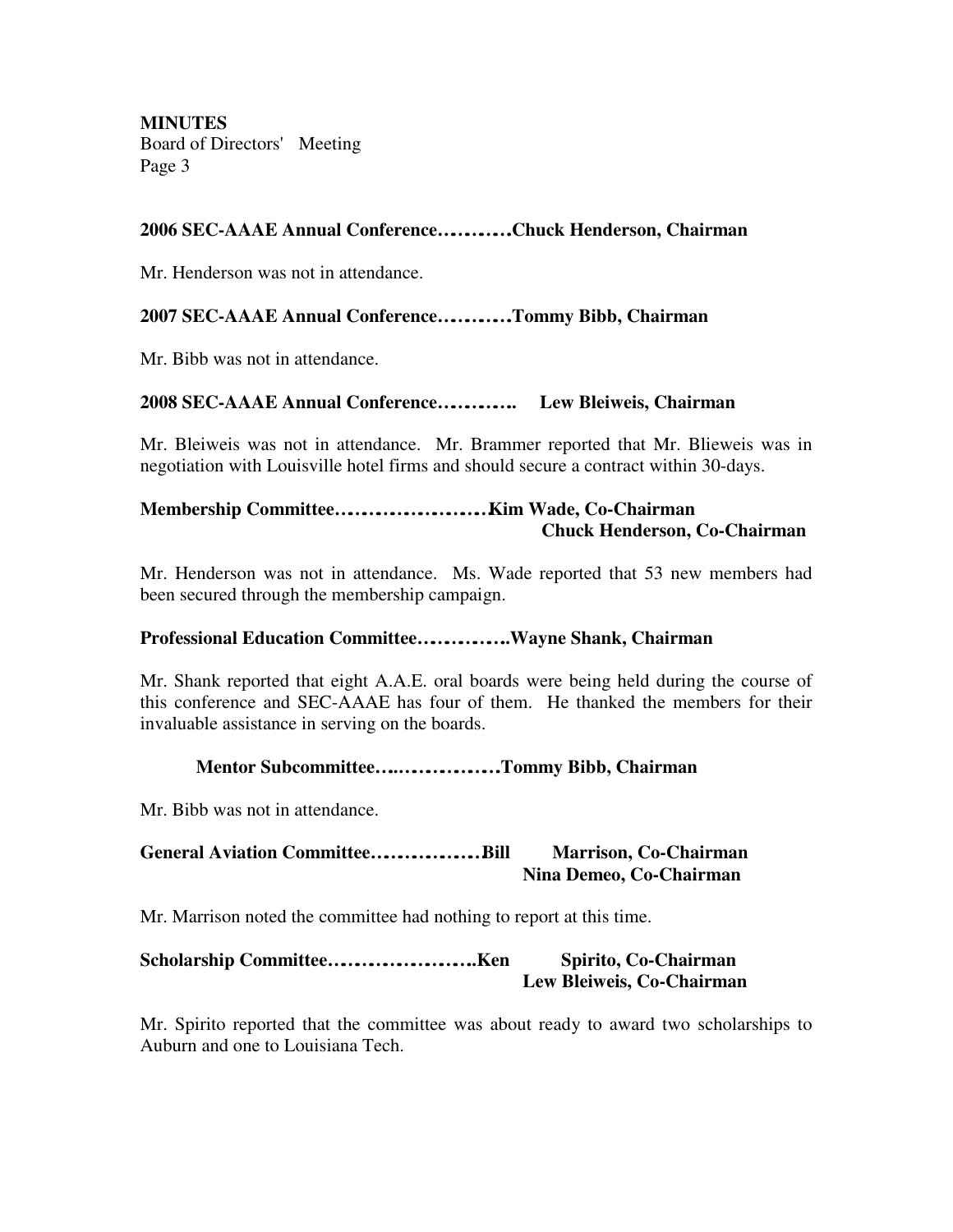**MINUTES**
Board of Directors' Meeting

**2006 SEC-AAAE Annual Conference……….Chuck Henderson, Chairman**

Mr. Henderson was not in attendance.

**2007 SEC-AAAE Annual Conference……….Tommy Bibb, Chairman**

Mr. Bibb was not in attendance.

**2008 SEC-AAAE Annual Conference……….. Lew Bleiweis, Chairman**

Mr. Bleiweis was not in attendance. Mr. Brammer reported that Mr. Blieweis was in negotiation with Louisville hotel firms and should secure a contract within 30-days.

**Membership Committee………………….Kim Wade, Co-Chairman**
**Chuck Henderson, Co-Chairman**

Mr. Henderson was not in attendance. Ms. Wade reported that 53 new members had been secured through the membership campaign.

**Professional Education Committee…………..Wayne Shank, Chairman**

Mr. Shank reported that eight A.A.E. oral boards were being held during the course of this conference and SEC-AAAE has four of them. He thanked the members for their invaluable assistance in serving on the boards.

**Mentor Subcommittee…..……………Tommy Bibb, Chairman**

Mr. Bibb was not in attendance.

**General Aviation Committee……………Bill Marrison, Co-Chairman**
**Nina Demeo, Co-Chairman**

Mr. Marrison noted the committee had nothing to report at this time.

**Scholarship Committee………………….Ken Spirito, Co-Chairman**
**Lew Bleiweis, Co-Chairman**

Mr. Spirito reported that the committee was about ready to award two scholarships to Auburn and one to Louisiana Tech.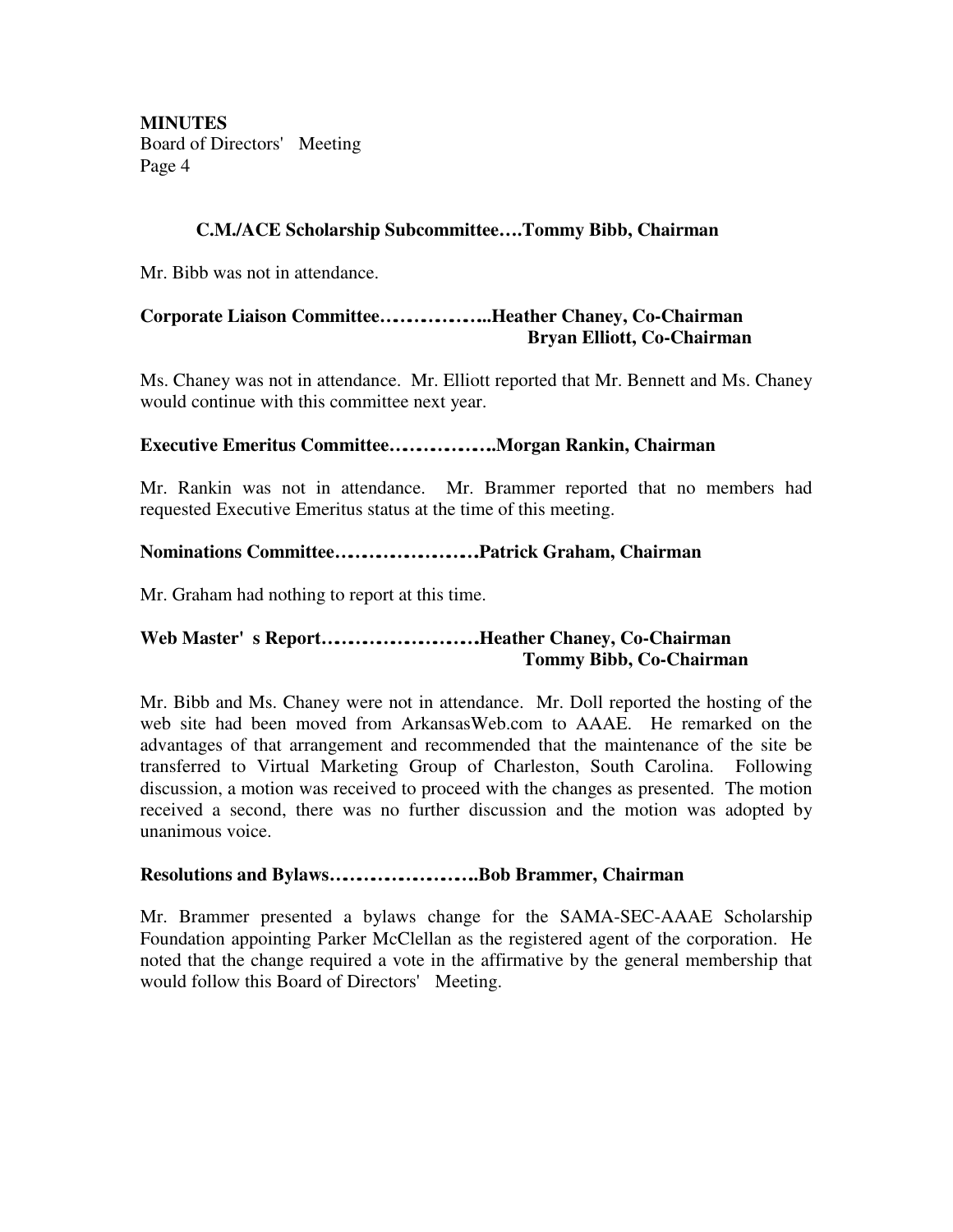**C.M./ACE Scholarship Subcommittee….Tommy Bibb, Chairman**

Mr. Bibb was not in attendance.

**Corporate Liaison Committee……………..Heather Chaney, Co-Chairman**
**Bryan Elliott, Co-Chairman**

Ms. Chaney was not in attendance. Mr. Elliott reported that Mr. Bennett and Ms. Chaney would continue with this committee next year.

**Executive Emeritus Committee……………..Morgan Rankin, Chairman**

Mr. Rankin was not in attendance. Mr. Brammer reported that no members had requested Executive Emeritus status at the time of this meeting.

**Nominations Committee…………………Patrick Graham, Chairman**

Mr. Graham had nothing to report at this time.

**Web Master' s Report……………………Heather Chaney, Co-Chairman**
**Tommy Bibb, Co-Chairman**

Mr. Bibb and Ms. Chaney were not in attendance. Mr. Doll reported the hosting of the web site had been moved from ArkansasWeb.com to AAAE. He remarked on the advantages of that arrangement and recommended that the maintenance of the site be transferred to Virtual Marketing Group of Charleston, South Carolina. Following discussion, a motion was received to proceed with the changes as presented. The motion received a second, there was no further discussion and the motion was adopted by unanimous voice.

**Resolutions and Bylaws…………………..Bob Brammer, Chairman**

Mr. Brammer presented a bylaws change for the SAMA-SEC-AAAE Scholarship Foundation appointing Parker McClellan as the registered agent of the corporation. He noted that the change required a vote in the affirmative by the general membership that would follow this Board of Directors' Meeting.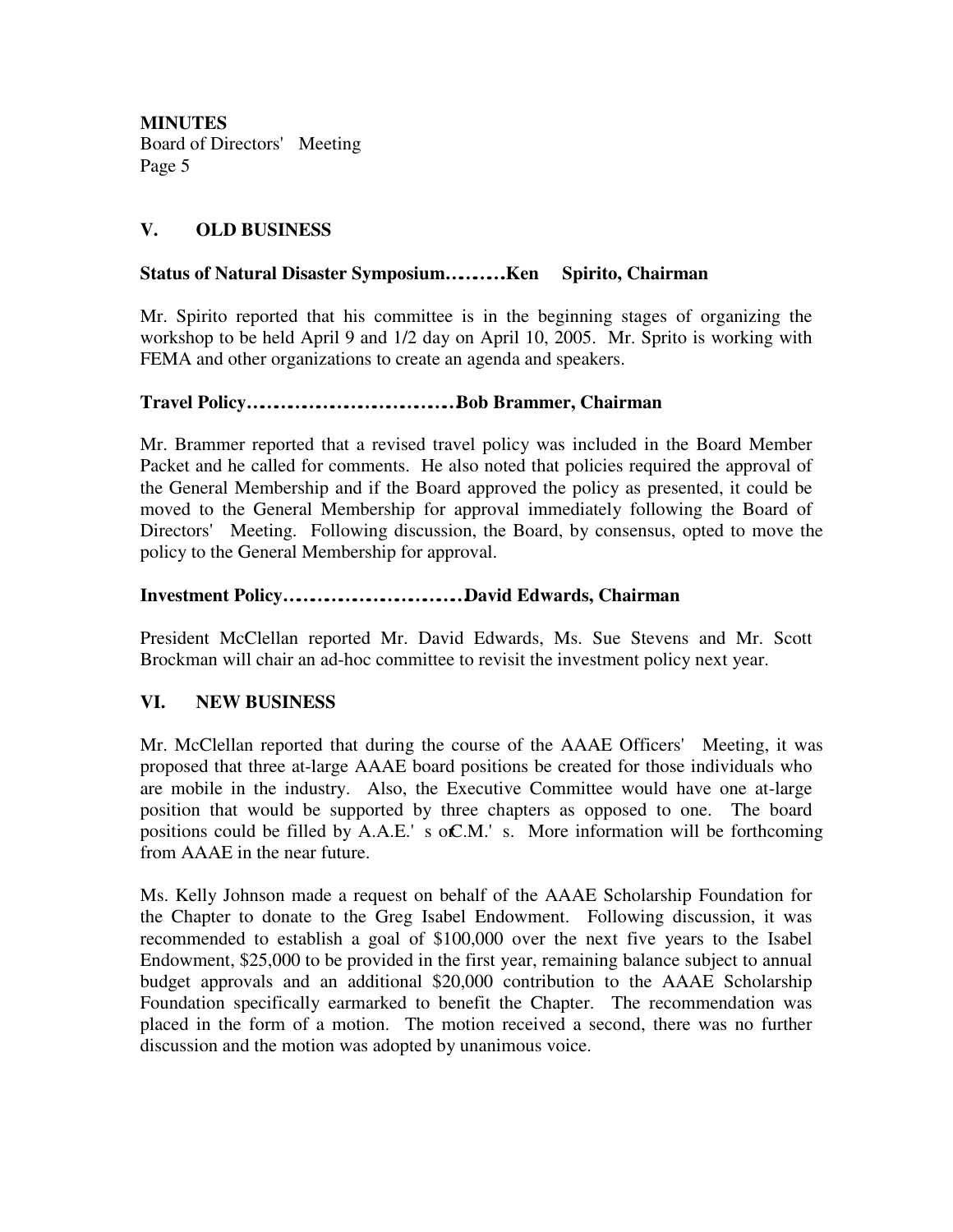**MINUTES**
Board of Directors' Meeting
Page 5

## V. OLD BUSINESS

**Status of Natural Disaster Symposium.........Ken Spirito, Chairman**

Mr. Spirito reported that his committee is in the beginning stages of organizing the workshop to be held April 9 and 1/2 day on April 10, 2005. Mr. Sprito is working with FEMA and other organizations to create an agenda and speakers.

**Travel Policy.............................Bob Brammer, Chairman**

Mr. Brammer reported that a revised travel policy was included in the Board Member Packet and he called for comments. He also noted that policies required the approval of the General Membership and if the Board approved the policy as presented, it could be moved to the General Membership for approval immediately following the Board of Directors' Meeting. Following discussion, the Board, by consensus, opted to move the policy to the General Membership for approval.

**Investment Policy..........................David Edwards, Chairman**

President McClellan reported Mr. David Edwards, Ms. Sue Stevens and Mr. Scott Brockman will chair an ad-hoc committee to revisit the investment policy next year.

## VI. NEW BUSINESS

Mr. McClellan reported that during the course of the AAAE Officers' Meeting, it was proposed that three at-large AAAE board positions be created for those individuals who are mobile in the industry. Also, the Executive Committee would have one at-large position that would be supported by three chapters as opposed to one. The board positions could be filled by A.A.E.'s or C.M.'s. More information will be forthcoming from AAAE in the near future.

Ms. Kelly Johnson made a request on behalf of the AAAE Scholarship Foundation for the Chapter to donate to the Greg Isabel Endowment. Following discussion, it was recommended to establish a goal of $100,000 over the next five years to the Isabel Endowment, $25,000 to be provided in the first year, remaining balance subject to annual budget approvals and an additional $20,000 contribution to the AAAE Scholarship Foundation specifically earmarked to benefit the Chapter. The recommendation was placed in the form of a motion. The motion received a second, there was no further discussion and the motion was adopted by unanimous voice.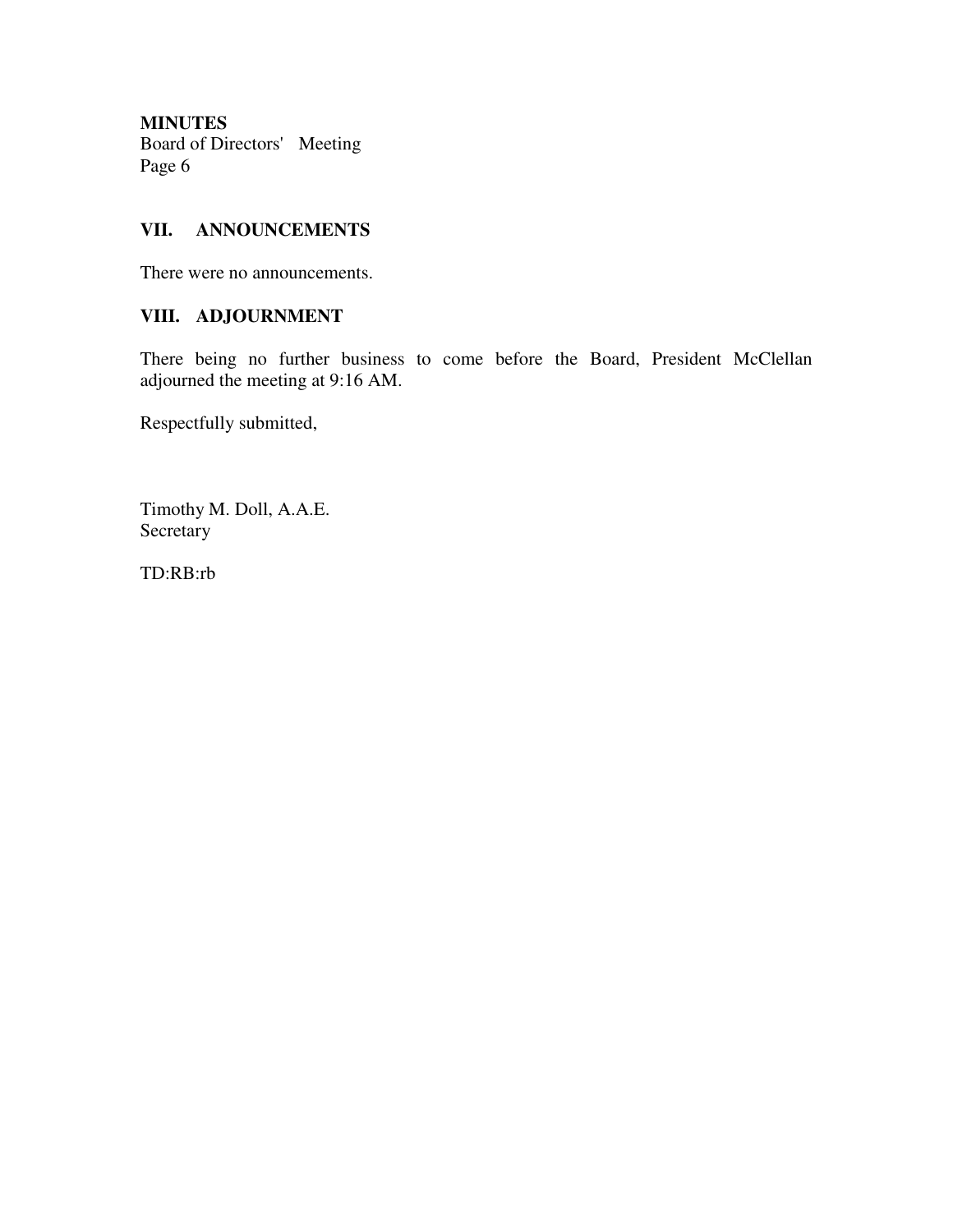## VII. ANNOUNCEMENTS

There were no announcements.

## VIII. ADJOURNMENT

There being no further business to come before the Board, President McClellan adjourned the meeting at 9:16 AM.

Respectfully submitted,

Timothy M. Doll, A.A.E.
Secretary

TD:RB:rb